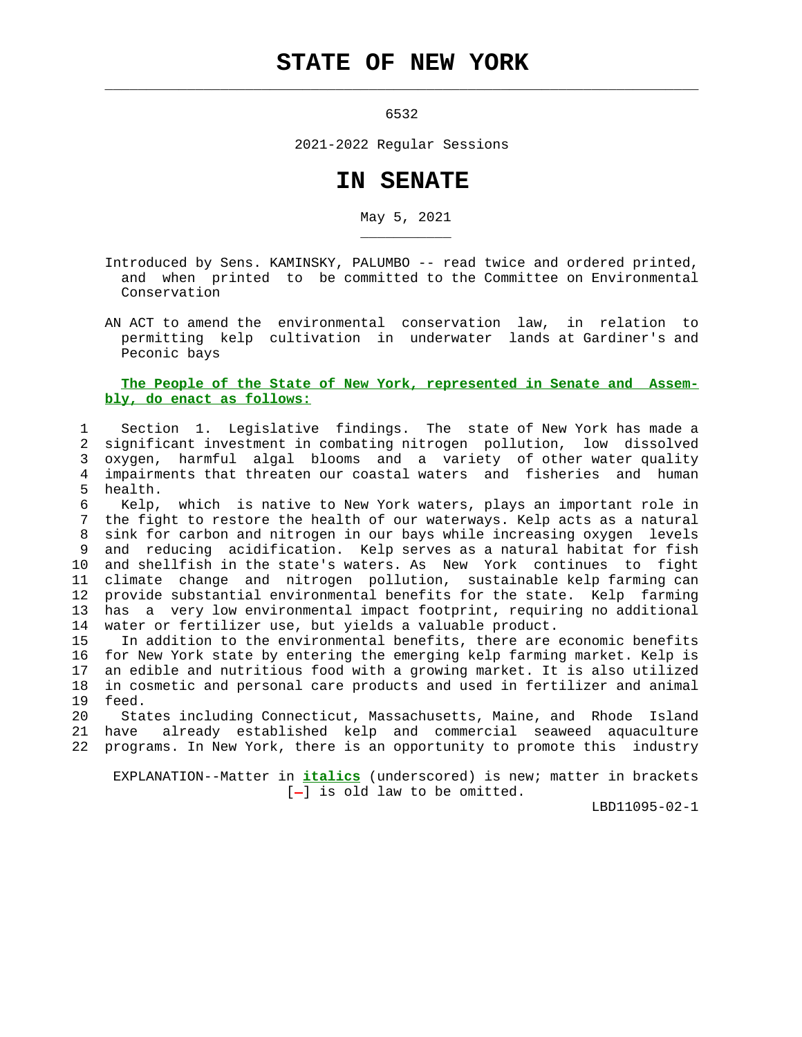# STATE OF NEW YORK

6532

2021-2022 Regular Sessions

# IN SENATE

May 5, 2021

Introduced by Sens. KAMINSKY, PALUMBO -- read twice and ordered printed, and when printed to be committed to the Committee on Environmental Conservation

AN ACT to amend the environmental conservation law, in relation to permitting kelp cultivation in underwater lands at Gardiner's and Peconic bays

**The People of the State of New York, represented in Senate and Assembly, do enact as follows:**

1 Section 1. Legislative findings. The state of New York has made a
2 significant investment in combating nitrogen pollution, low dissolved
3 oxygen, harmful algal blooms and a variety of other water quality
4 impairments that threaten our coastal waters and fisheries and human
5 health.
6 Kelp, which is native to New York waters, plays an important role in
7 the fight to restore the health of our waterways. Kelp acts as a natural
8 sink for carbon and nitrogen in our bays while increasing oxygen levels
9 and reducing acidification. Kelp serves as a natural habitat for fish
10 and shellfish in the state's waters. As New York continues to fight
11 climate change and nitrogen pollution, sustainable kelp farming can
12 provide substantial environmental benefits for the state. Kelp farming
13 has a very low environmental impact footprint, requiring no additional
14 water or fertilizer use, but yields a valuable product.
15 In addition to the environmental benefits, there are economic benefits
16 for New York state by entering the emerging kelp farming market. Kelp is
17 an edible and nutritious food with a growing market. It is also utilized
18 in cosmetic and personal care products and used in fertilizer and animal
19 feed.
20 States including Connecticut, Massachusetts, Maine, and Rhode Island
21 have already established kelp and commercial seaweed aquaculture
22 programs. In New York, there is an opportunity to promote this industry

EXPLANATION--Matter in ***italics*** (underscored) is new; matter in brackets [-] is old law to be omitted.

LBD11095-02-1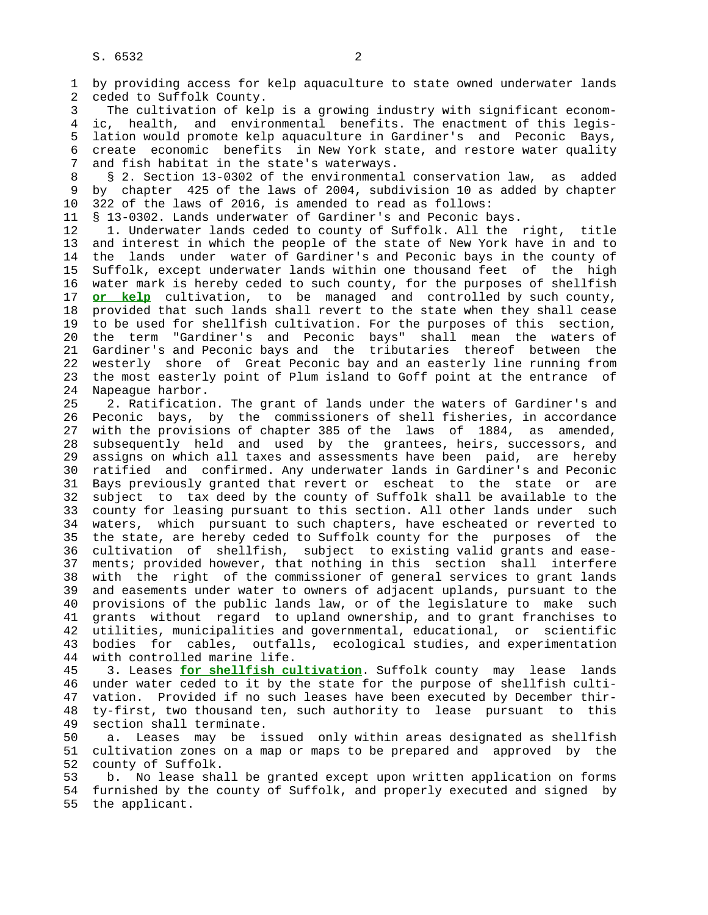by providing access for kelp aquaculture to state owned underwater lands ceded to Suffolk County.

The cultivation of kelp is a growing industry with significant economic, health, and environmental benefits. The enactment of this legislation would promote kelp aquaculture in Gardiner's and Peconic Bays, create economic benefits in New York state, and restore water quality and fish habitat in the state's waterways.

§ 2. Section 13-0302 of the environmental conservation law, as added by chapter 425 of the laws of 2004, subdivision 10 as added by chapter 322 of the laws of 2016, is amended to read as follows:

§ 13-0302. Lands underwater of Gardiner's and Peconic bays.

1. Underwater lands ceded to county of Suffolk. All the right, title and interest in which the people of the state of New York have in and to the lands under water of Gardiner's and Peconic bays in the county of Suffolk, except underwater lands within one thousand feet of the high water mark is hereby ceded to such county, for the purposes of shellfish **or kelp** cultivation, to be managed and controlled by such county, provided that such lands shall revert to the state when they shall cease to be used for shellfish cultivation. For the purposes of this section, the term "Gardiner's and Peconic bays" shall mean the waters of Gardiner's and Peconic bays and the tributaries thereof between the westerly shore of Great Peconic bay and an easterly line running from the most easterly point of Plum island to Goff point at the entrance of Napeague harbor.

2. Ratification. The grant of lands under the waters of Gardiner's and Peconic bays, by the commissioners of shell fisheries, in accordance with the provisions of chapter 385 of the laws of 1884, as amended, subsequently held and used by the grantees, heirs, successors, and assigns on which all taxes and assessments have been paid, are hereby ratified and confirmed. Any underwater lands in Gardiner's and Peconic Bays previously granted that revert or escheat to the state or are subject to tax deed by the county of Suffolk shall be available to the county for leasing pursuant to this section. All other lands under such waters, which pursuant to such chapters, have escheated or reverted to the state, are hereby ceded to Suffolk county for the purposes of the cultivation of shellfish, subject to existing valid grants and easements; provided however, that nothing in this section shall interfere with the right of the commissioner of general services to grant lands and easements under water to owners of adjacent uplands, pursuant to the provisions of the public lands law, or of the legislature to make such grants without regard to upland ownership, and to grant franchises to utilities, municipalities and governmental, educational, or scientific bodies for cables, outfalls, ecological studies, and experimentation with controlled marine life.

3. Leases **for shellfish cultivation**. Suffolk county may lease lands under water ceded to it by the state for the purpose of shellfish cultivation. Provided if no such leases have been executed by December thirty-first, two thousand ten, such authority to lease pursuant to this section shall terminate.

a. Leases may be issued only within areas designated as shellfish cultivation zones on a map or maps to be prepared and approved by the county of Suffolk.

b. No lease shall be granted except upon written application on forms furnished by the county of Suffolk, and properly executed and signed by the applicant.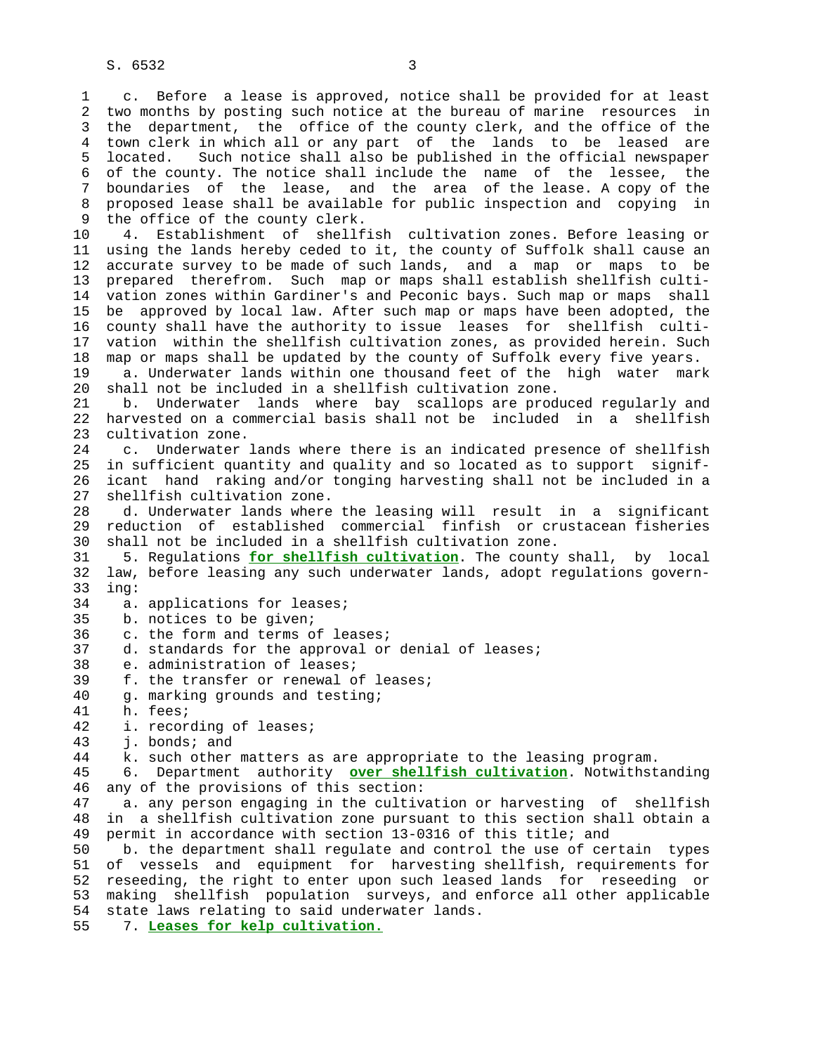c. Before a lease is approved, notice shall be provided for at least two months by posting such notice at the bureau of marine resources in the department, the office of the county clerk, and the office of the town clerk in which all or any part of the lands to be leased are located. Such notice shall also be published in the official newspaper of the county. The notice shall include the name of the lessee, the boundaries of the lease, and the area of the lease. A copy of the proposed lease shall be available for public inspection and copying in the office of the county clerk.

4. Establishment of shellfish cultivation zones. Before leasing or using the lands hereby ceded to it, the county of Suffolk shall cause an accurate survey to be made of such lands, and a map or maps to be prepared therefrom. Such map or maps shall establish shellfish cultivation zones within Gardiner's and Peconic bays. Such map or maps shall be approved by local law. After such map or maps have been adopted, the county shall have the authority to issue leases for shellfish cultivation within the shellfish cultivation zones, as provided herein. Such map or maps shall be updated by the county of Suffolk every five years.

a. Underwater lands within one thousand feet of the high water mark shall not be included in a shellfish cultivation zone.

b. Underwater lands where bay scallops are produced regularly and harvested on a commercial basis shall not be included in a shellfish cultivation zone.

c. Underwater lands where there is an indicated presence of shellfish in sufficient quantity and quality and so located as to support significant hand raking and/or tonging harvesting shall not be included in a shellfish cultivation zone.

d. Underwater lands where the leasing will result in a significant reduction of established commercial finfish or crustacean fisheries shall not be included in a shellfish cultivation zone.

5. Regulations **for shellfish cultivation**. The county shall, by local law, before leasing any such underwater lands, adopt regulations governing:

a. applications for leases;

b. notices to be given;

c. the form and terms of leases;

d. standards for the approval or denial of leases;

e. administration of leases;

f. the transfer or renewal of leases;

g. marking grounds and testing;

h. fees;

i. recording of leases;

j. bonds; and

k. such other matters as are appropriate to the leasing program.

6. Department authority **over shellfish cultivation**. Notwithstanding any of the provisions of this section:

a. any person engaging in the cultivation or harvesting of shellfish in a shellfish cultivation zone pursuant to this section shall obtain a permit in accordance with section 13-0316 of this title; and

b. the department shall regulate and control the use of certain types of vessels and equipment for harvesting shellfish, requirements for reseeding, the right to enter upon such leased lands for reseeding or making shellfish population surveys, and enforce all other applicable state laws relating to said underwater lands.

7. **Leases for kelp cultivation.**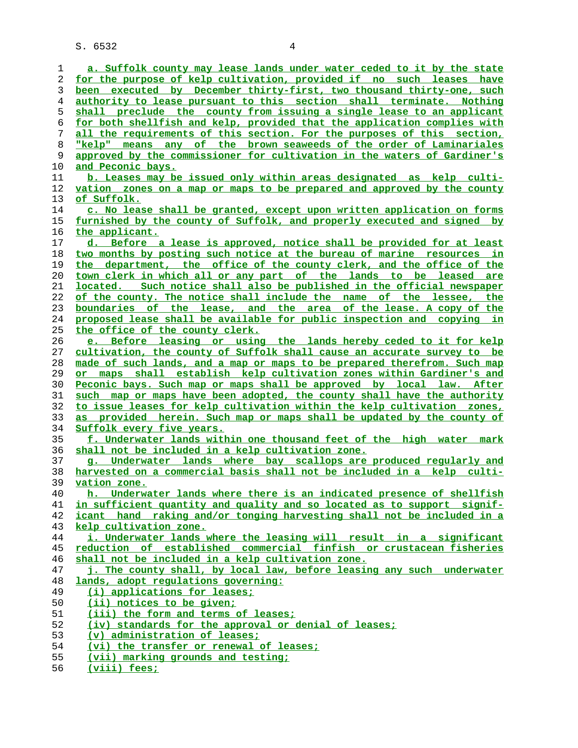a. Suffolk county may lease lands under water ceded to it by the state for the purpose of kelp cultivation, provided if no such leases have been executed by December thirty-first, two thousand thirty-one, such authority to lease pursuant to this section shall terminate. Nothing shall preclude the county from issuing a single lease to an applicant for both shellfish and kelp, provided that the application complies with all the requirements of this section. For the purposes of this section, "kelp" means any of the brown seaweeds of the order of Laminariales approved by the commissioner for cultivation in the waters of Gardiner's and Peconic bays.

b. Leases may be issued only within areas designated as kelp cultivation zones on a map or maps to be prepared and approved by the county of Suffolk.

c. No lease shall be granted, except upon written application on forms furnished by the county of Suffolk, and properly executed and signed by the applicant.

d. Before a lease is approved, notice shall be provided for at least two months by posting such notice at the bureau of marine resources in the department, the office of the county clerk, and the office of the town clerk in which all or any part of the lands to be leased are located. Such notice shall also be published in the official newspaper of the county. The notice shall include the name of the lessee, the boundaries of the lease, and the area of the lease. A copy of the proposed lease shall be available for public inspection and copying in the office of the county clerk.

e. Before leasing or using the lands hereby ceded to it for kelp cultivation, the county of Suffolk shall cause an accurate survey to be made of such lands, and a map or maps to be prepared therefrom. Such map or maps shall establish kelp cultivation zones within Gardiner's and Peconic bays. Such map or maps shall be approved by local law. After such map or maps have been adopted, the county shall have the authority to issue leases for kelp cultivation within the kelp cultivation zones, as provided herein. Such map or maps shall be updated by the county of Suffolk every five years.

f. Underwater lands within one thousand feet of the high water mark shall not be included in a kelp cultivation zone.

g. Underwater lands where bay scallops are produced regularly and harvested on a commercial basis shall not be included in a kelp cultivation zone.

h. Underwater lands where there is an indicated presence of shellfish in sufficient quantity and quality and so located as to support significant hand raking and/or tonging harvesting shall not be included in a kelp cultivation zone.

i. Underwater lands where the leasing will result in a significant reduction of established commercial finfish or crustacean fisheries shall not be included in a kelp cultivation zone.

j. The county shall, by local law, before leasing any such underwater lands, adopt regulations governing:

(i) applications for leases;

(ii) notices to be given;

(iii) the form and terms of leases;

(iv) standards for the approval or denial of leases;

(v) administration of leases;

(vi) the transfer or renewal of leases;

(vii) marking grounds and testing;

(viii) fees;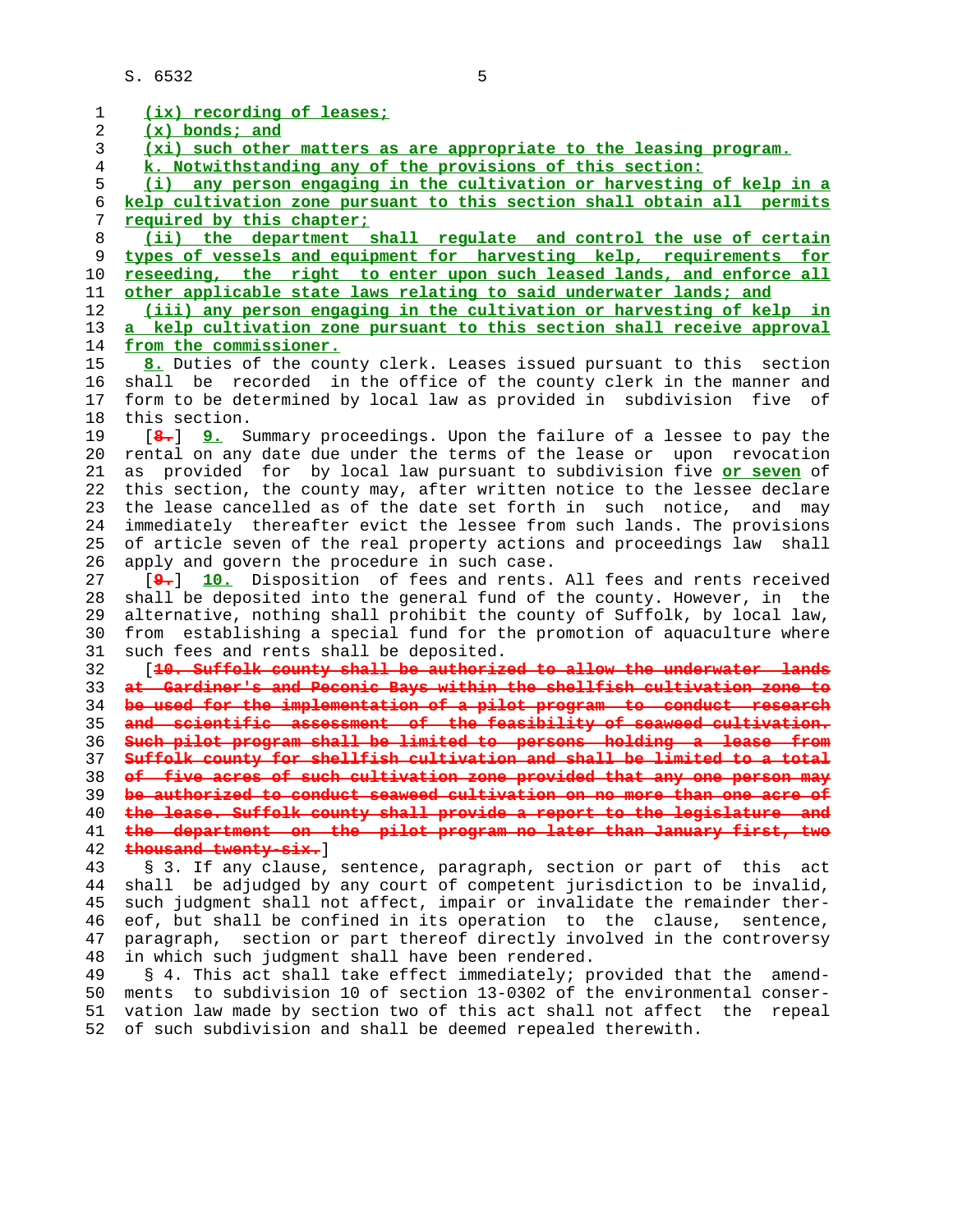(ix) recording of leases;
(x) bonds; and
(xi) such other matters as are appropriate to the leasing program.
k. Notwithstanding any of the provisions of this section:
(i) any person engaging in the cultivation or harvesting of kelp in a kelp cultivation zone pursuant to this section shall obtain all permits required by this chapter;
(ii) the department shall regulate and control the use of certain types of vessels and equipment for harvesting kelp, requirements for reseeding, the right to enter upon such leased lands, and enforce all other applicable state laws relating to said underwater lands; and
(iii) any person engaging in the cultivation or harvesting of kelp in a kelp cultivation zone pursuant to this section shall receive approval from the commissioner.

8. Duties of the county clerk. Leases issued pursuant to this section shall be recorded in the office of the county clerk in the manner and form to be determined by local law as provided in subdivision five of this section.

[8.] 9. Summary proceedings. Upon the failure of a lessee to pay the rental on any date due under the terms of the lease or upon revocation as provided for by local law pursuant to subdivision five or seven of this section, the county may, after written notice to the lessee declare the lease cancelled as of the date set forth in such notice, and may immediately thereafter evict the lessee from such lands. The provisions of article seven of the real property actions and proceedings law shall apply and govern the procedure in such case.

[9.] 10. Disposition of fees and rents. All fees and rents received shall be deposited into the general fund of the county. However, in the alternative, nothing shall prohibit the county of Suffolk, by local law, from establishing a special fund for the promotion of aquaculture where such fees and rents shall be deposited.

[~~10. Suffolk county shall be authorized to allow the underwater lands at Gardiner's and Peconic Bays within the shellfish cultivation zone to be used for the implementation of a pilot program to conduct research and scientific assessment of the feasibility of seaweed cultivation. Such pilot program shall be limited to persons holding a lease from Suffolk county for shellfish cultivation and shall be limited to a total of five acres of such cultivation zone provided that any one person may be authorized to conduct seaweed cultivation on no more than one acre of the lease. Suffolk county shall provide a report to the legislature and the department on the pilot program no later than January first, two thousand twenty-six.~~]

§ 3. If any clause, sentence, paragraph, section or part of this act shall be adjudged by any court of competent jurisdiction to be invalid, such judgment shall not affect, impair or invalidate the remainder thereof, but shall be confined in its operation to the clause, sentence, paragraph, section or part thereof directly involved in the controversy in which such judgment shall have been rendered.

§ 4. This act shall take effect immediately; provided that the amendments to subdivision 10 of section 13-0302 of the environmental conservation law made by section two of this act shall not affect the repeal of such subdivision and shall be deemed repealed therewith.